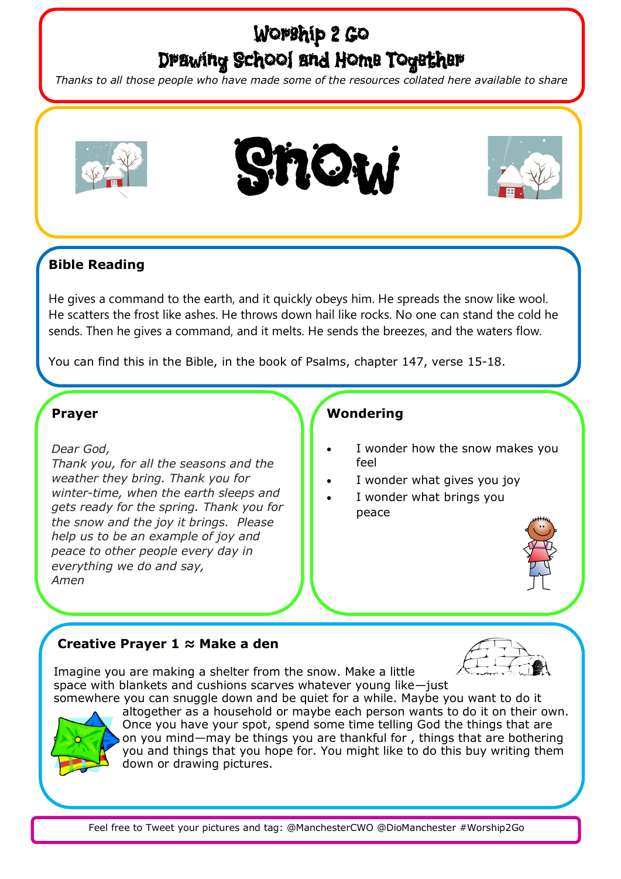# Worship 2 Go

## Drawing School and Home Together

*Thanks to all those people who have made some of the resources collated here available to share*

# Snow

## Bible Reading

He gives a command to the earth, and it quickly obeys him. He spreads the snow like wool. He scatters the frost like ashes. He throws down hail like rocks. No one can stand the cold he sends. Then he gives a command, and it melts. He sends the breezes, and the waters flow.

You can find this in the Bible, in the book of Psalms, chapter 147, verse 15-18.

## Prayer

*Dear God,*
*Thank you, for all the seasons and the weather they bring. Thank you for winter-time, when the earth sleeps and gets ready for the spring. Thank you for the snow and the joy it brings. Please help us to be an example of joy and peace to other people every day in everything we do and say,*
*Amen*

## Wondering

- I wonder how the snow makes you feel
- I wonder what gives you joy
- I wonder what brings you peace

## Creative Prayer 1 ≈ Make a den

Imagine you are making a shelter from the snow. Make a little space with blankets and cushions scarves whatever young like—just somewhere you can snuggle down and be quiet for a while. Maybe you want to do it altogether as a household or maybe each person wants to do it on their own. Once you have your spot, spend some time telling God the things that are on you mind—may be things you are thankful for , things that are bothering you and things that you hope for. You might like to do this buy writing them down or drawing pictures.

Feel free to Tweet your pictures and tag: @ManchesterCWO @DioManchester #Worship2Go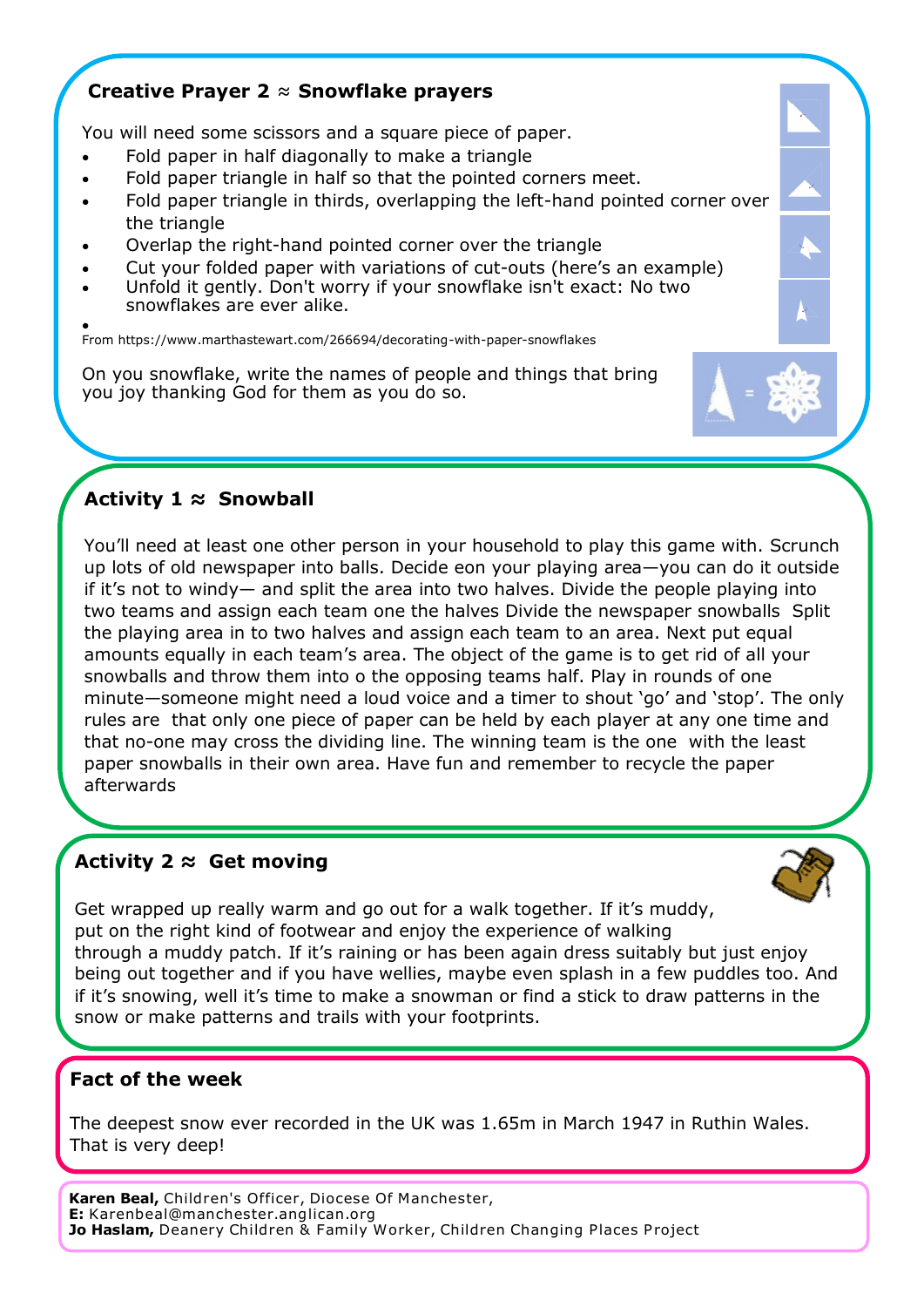## Creative Prayer 2 ≈ Snowflake prayers

You will need some scissors and a square piece of paper.

- Fold paper in half diagonally to make a triangle
- Fold paper triangle in half so that the pointed corners meet.
- Fold paper triangle in thirds, overlapping the left-hand pointed corner over the triangle
- Overlap the right-hand pointed corner over the triangle
- Cut your folded paper with variations of cut-outs (here's an example)
- Unfold it gently. Don't worry if your snowflake isn't exact: No two snowflakes are ever alike.

From https://www.marthastewart.com/266694/decorating-with-paper-snowflakes

On you snowflake, write the names of people and things that bring you joy thanking God for them as you do so.

## Activity 1 ≈ Snowball

You'll need at least one other person in your household to play this game with. Scrunch up lots of old newspaper into balls. Decide eon your playing area—you can do it outside if it's not to windy— and split the area into two halves. Divide the people playing into two teams and assign each team one the halves Divide the newspaper snowballs Split the playing area in to two halves and assign each team to an area. Next put equal amounts equally in each team's area. The object of the game is to get rid of all your snowballs and throw them into o the opposing teams half. Play in rounds of one minute—someone might need a loud voice and a timer to shout 'go' and 'stop'. The only rules are that only one piece of paper can be held by each player at any one time and that no-one may cross the dividing line. The winning team is the one with the least paper snowballs in their own area. Have fun and remember to recycle the paper afterwards

## Activity 2 ≈ Get moving

Get wrapped up really warm and go out for a walk together. If it's muddy, put on the right kind of footwear and enjoy the experience of walking through a muddy patch. If it's raining or has been again dress suitably but just enjoy being out together and if you have wellies, maybe even splash in a few puddles too. And if it's snowing, well it's time to make a snowman or find a stick to draw patterns in the snow or make patterns and trails with your footprints.

## Fact of the week

The deepest snow ever recorded in the UK was 1.65m in March 1947 in Ruthin Wales. That is very deep!

**Karen Beal,** Children's Officer, Diocese Of Manchester,
**E:** Karenbeal@manchester.anglican.org
**Jo Haslam,** Deanery Children & Family Worker, Children Changing Places Project